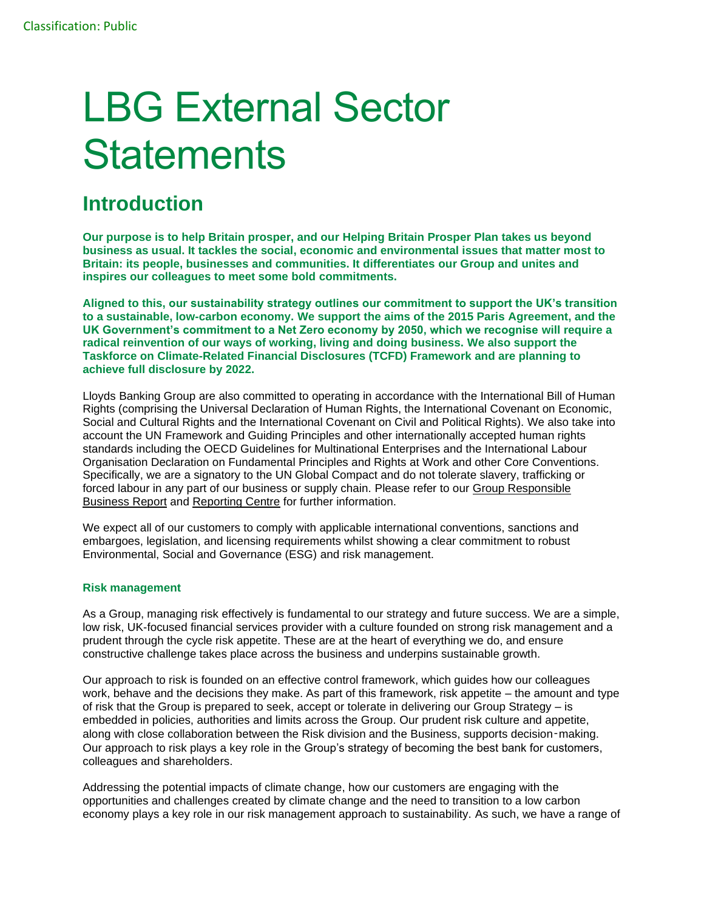# LBG External Sector Statements

## Introduction

**Our purpose is to help Britain prosper, and our Helping Britain Prosper Plan takes us beyond business as usual. It tackles the social, economic and environmental issues that matter most to Britain: its people, businesses and communities. It differentiates our Group and unites and inspires our colleagues to meet some bold commitments.**

**Aligned to this, our sustainability strategy outlines our commitment to support the UK's transition to a sustainable, low-carbon economy. We support the aims of the 2015 Paris Agreement, and the UK Government's commitment to a Net Zero economy by 2050, which we recognise will require a radical reinvention of our ways of working, living and doing business. We also support the Taskforce on Climate-Related Financial Disclosures (TCFD) Framework and are planning to achieve full disclosure by 2022.**

Lloyds Banking Group are also committed to operating in accordance with the International Bill of Human Rights (comprising the Universal Declaration of Human Rights, the International Covenant on Economic, Social and Cultural Rights and the International Covenant on Civil and Political Rights). We also take into account the UN Framework and Guiding Principles and other internationally accepted human rights standards including the OECD Guidelines for Multinational Enterprises and the International Labour Organisation Declaration on Fundamental Principles and Rights at Work and other Core Conventions. Specifically, we are a signatory to the UN Global Compact and do not tolerate slavery, trafficking or forced labour in any part of our business or supply chain. Please refer to our Group Responsible Business Report and Reporting Centre for further information.

We expect all of our customers to comply with applicable international conventions, sanctions and embargoes, legislation, and licensing requirements whilst showing a clear commitment to robust Environmental, Social and Governance (ESG) and risk management.

#### Risk management

As a Group, managing risk effectively is fundamental to our strategy and future success. We are a simple, low risk, UK-focused financial services provider with a culture founded on strong risk management and a prudent through the cycle risk appetite. These are at the heart of everything we do, and ensure constructive challenge takes place across the business and underpins sustainable growth.

Our approach to risk is founded on an effective control framework, which guides how our colleagues work, behave and the decisions they make. As part of this framework, risk appetite – the amount and type of risk that the Group is prepared to seek, accept or tolerate in delivering our Group Strategy – is embedded in policies, authorities and limits across the Group. Our prudent risk culture and appetite, along with close collaboration between the Risk division and the Business, supports decision-making. Our approach to risk plays a key role in the Group's strategy of becoming the best bank for customers, colleagues and shareholders.

Addressing the potential impacts of climate change, how our customers are engaging with the opportunities and challenges created by climate change and the need to transition to a low carbon economy plays a key role in our risk management approach to sustainability. As such, we have a range of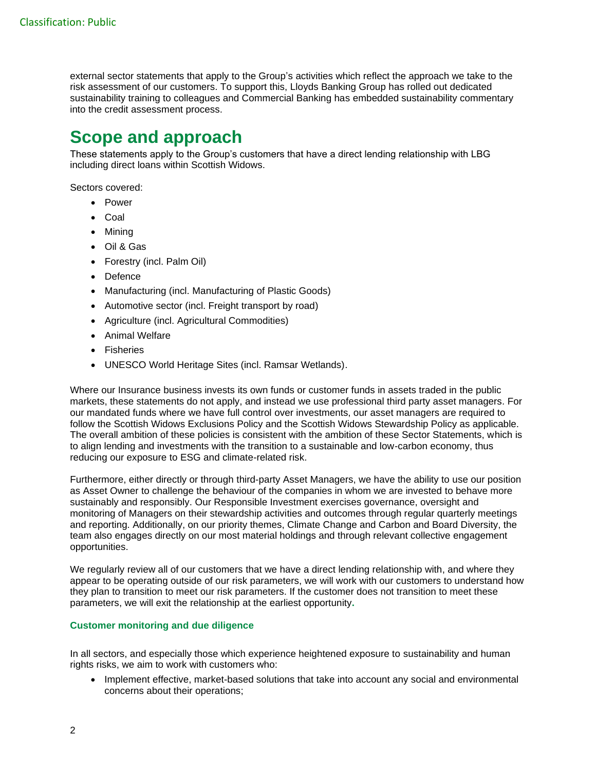external sector statements that apply to the Group's activities which reflect the approach we take to the risk assessment of our customers. To support this, Lloyds Banking Group has rolled out dedicated sustainability training to colleagues and Commercial Banking has embedded sustainability commentary into the credit assessment process.

# Scope and approach

These statements apply to the Group's customers that have a direct lending relationship with LBG including direct loans within Scottish Widows.

Sectors covered:

- Power
- Coal
- Mining
- Oil & Gas
- Forestry (incl. Palm Oil)
- Defence
- Manufacturing (incl. Manufacturing of Plastic Goods)
- Automotive sector (incl. Freight transport by road)
- Agriculture (incl. Agricultural Commodities)
- Animal Welfare
- Fisheries
- UNESCO World Heritage Sites (incl. Ramsar Wetlands).

Where our Insurance business invests its own funds or customer funds in assets traded in the public markets, these statements do not apply, and instead we use professional third party asset managers. For our mandated funds where we have full control over investments, our asset managers are required to follow the Scottish Widows Exclusions Policy and the Scottish Widows Stewardship Policy as applicable. The overall ambition of these policies is consistent with the ambition of these Sector Statements, which is to align lending and investments with the transition to a sustainable and low-carbon economy, thus reducing our exposure to ESG and climate-related risk.

Furthermore, either directly or through third-party Asset Managers, we have the ability to use our position as Asset Owner to challenge the behaviour of the companies in whom we are invested to behave more sustainably and responsibly. Our Responsible Investment exercises governance, oversight and monitoring of Managers on their stewardship activities and outcomes through regular quarterly meetings and reporting. Additionally, on our priority themes, Climate Change and Carbon and Board Diversity, the team also engages directly on our most material holdings and through relevant collective engagement opportunities.

We regularly review all of our customers that we have a direct lending relationship with, and where they appear to be operating outside of our risk parameters, we will work with our customers to understand how they plan to transition to meet our risk parameters. If the customer does not transition to meet these parameters, we will exit the relationship at the earliest opportunity.

### Customer monitoring and due diligence

In all sectors, and especially those which experience heightened exposure to sustainability and human rights risks, we aim to work with customers who:

- Implement effective, market-based solutions that take into account any social and environmental concerns about their operations;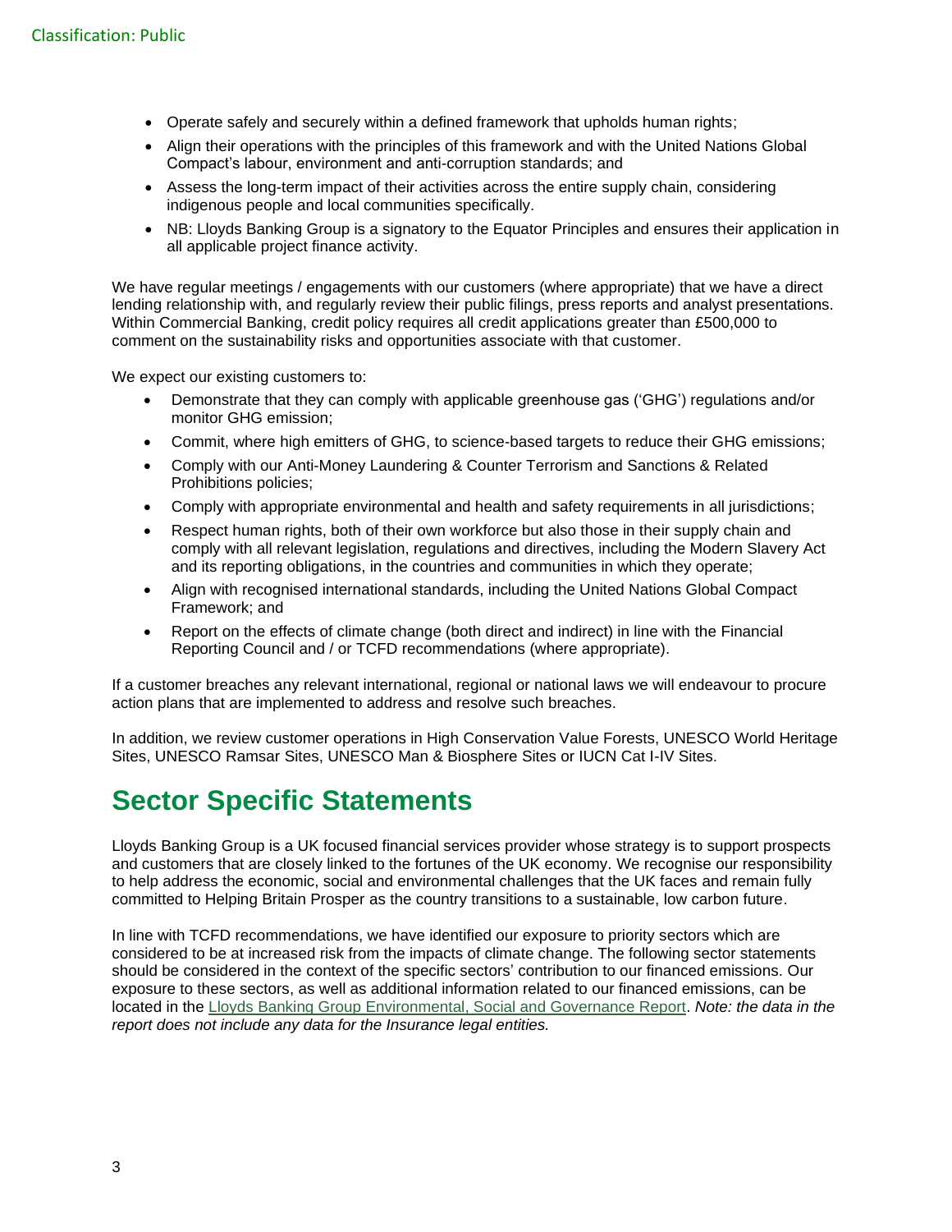- Operate safely and securely within a defined framework that upholds human rights;
- Align their operations with the principles of this framework and with the United Nations Global Compact's labour, environment and anti-corruption standards; and
- Assess the long-term impact of their activities across the entire supply chain, considering indigenous people and local communities specifically.
- NB: Lloyds Banking Group is a signatory to the Equator Principles and ensures their application in all applicable project finance activity.

We have regular meetings / engagements with our customers (where appropriate) that we have a direct lending relationship with, and regularly review their public filings, press reports and analyst presentations. Within Commercial Banking, credit policy requires all credit applications greater than £500,000 to comment on the sustainability risks and opportunities associate with that customer.

We expect our existing customers to:

- Demonstrate that they can comply with applicable greenhouse gas ('GHG') regulations and/or monitor GHG emission;
- Commit, where high emitters of GHG, to science-based targets to reduce their GHG emissions;
- Comply with our Anti-Money Laundering & Counter Terrorism and Sanctions & Related Prohibitions policies;
- Comply with appropriate environmental and health and safety requirements in all jurisdictions;
- Respect human rights, both of their own workforce but also those in their supply chain and comply with all relevant legislation, regulations and directives, including the Modern Slavery Act and its reporting obligations, in the countries and communities in which they operate;
- Align with recognised international standards, including the United Nations Global Compact Framework; and
- Report on the effects of climate change (both direct and indirect) in line with the Financial Reporting Council and / or TCFD recommendations (where appropriate).

If a customer breaches any relevant international, regional or national laws we will endeavour to procure action plans that are implemented to address and resolve such breaches.

In addition, we review customer operations in High Conservation Value Forests, UNESCO World Heritage Sites, UNESCO Ramsar Sites, UNESCO Man & Biosphere Sites or IUCN Cat I-IV Sites.

# Sector Specific Statements

Lloyds Banking Group is a UK focused financial services provider whose strategy is to support prospects and customers that are closely linked to the fortunes of the UK economy. We recognise our responsibility to help address the economic, social and environmental challenges that the UK faces and remain fully committed to Helping Britain Prosper as the country transitions to a sustainable, low carbon future.

In line with TCFD recommendations, we have identified our exposure to priority sectors which are considered to be at increased risk from the impacts of climate change. The following sector statements should be considered in the context of the specific sectors' contribution to our financed emissions. Our exposure to these sectors, as well as additional information related to our financed emissions, can be located in the Lloyds Banking Group Environmental, Social and Governance Report. *Note: the data in the report does not include any data for the Insurance legal entities.*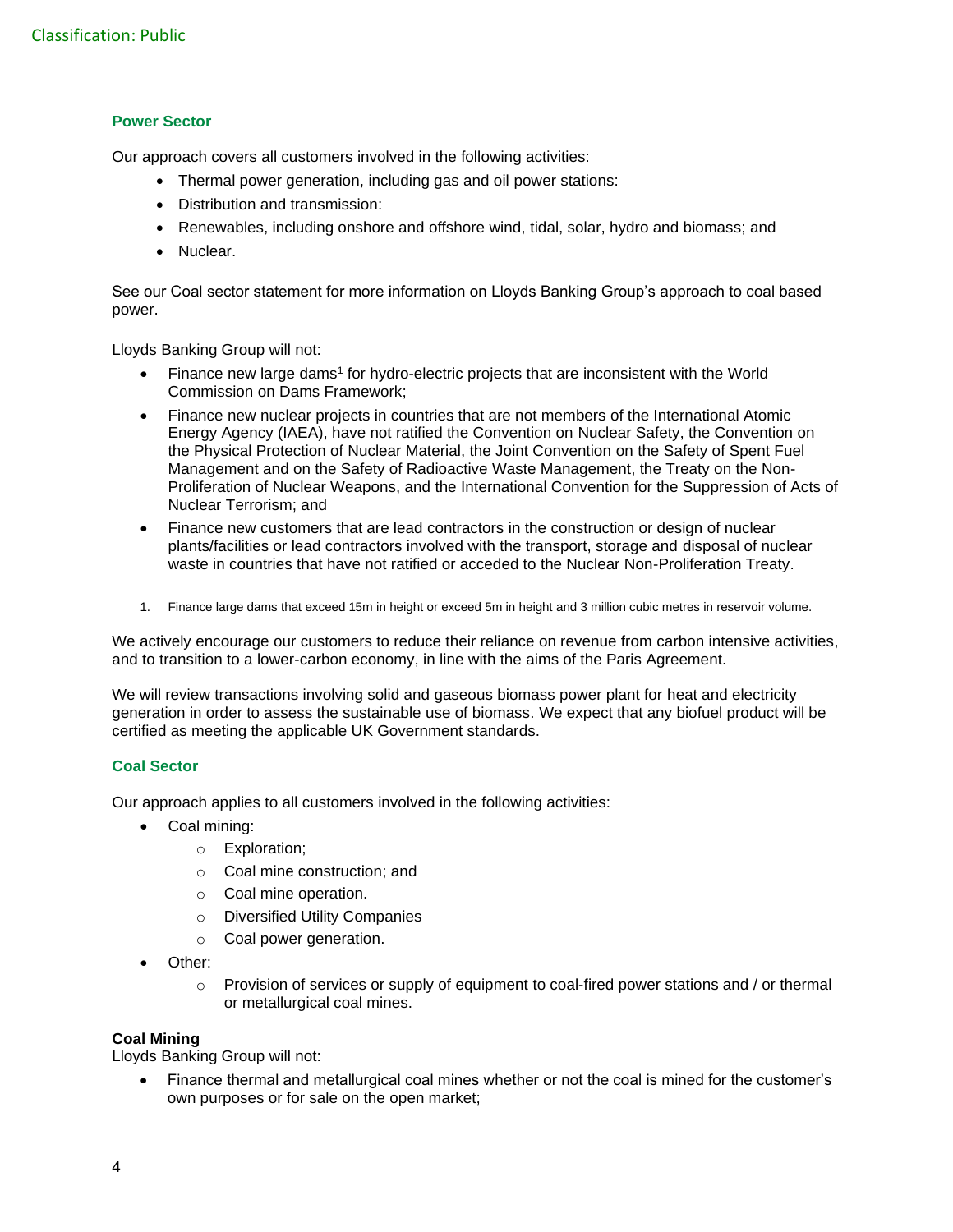## Power Sector

Our approach covers all customers involved in the following activities:

- Thermal power generation, including gas and oil power stations:
- Distribution and transmission:
- Renewables, including onshore and offshore wind, tidal, solar, hydro and biomass; and
- Nuclear.

See our Coal sector statement for more information on Lloyds Banking Group's approach to coal based power.

Lloyds Banking Group will not:

- Finance new large dams[1] for hydro-electric projects that are inconsistent with the World Commission on Dams Framework;
- Finance new nuclear projects in countries that are not members of the International Atomic Energy Agency (IAEA), have not ratified the Convention on Nuclear Safety, the Convention on the Physical Protection of Nuclear Material, the Joint Convention on the Safety of Spent Fuel Management and on the Safety of Radioactive Waste Management, the Treaty on the Non-Proliferation of Nuclear Weapons, and the International Convention for the Suppression of Acts of Nuclear Terrorism; and
- Finance new customers that are lead contractors in the construction or design of nuclear plants/facilities or lead contractors involved with the transport, storage and disposal of nuclear waste in countries that have not ratified or acceded to the Nuclear Non-Proliferation Treaty.

1. Finance large dams that exceed 15m in height or exceed 5m in height and 3 million cubic metres in reservoir volume.

We actively encourage our customers to reduce their reliance on revenue from carbon intensive activities, and to transition to a lower-carbon economy, in line with the aims of the Paris Agreement.

We will review transactions involving solid and gaseous biomass power plant for heat and electricity generation in order to assess the sustainable use of biomass. We expect that any biofuel product will be certified as meeting the applicable UK Government standards.

## Coal Sector

Our approach applies to all customers involved in the following activities:

- Coal mining:
  - Exploration;
  - Coal mine construction; and
  - Coal mine operation.
  - Diversified Utility Companies
  - Coal power generation.
- Other:
  - Provision of services or supply of equipment to coal-fired power stations and / or thermal or metallurgical coal mines.

**Coal Mining**

Lloyds Banking Group will not:

- Finance thermal and metallurgical coal mines whether or not the coal is mined for the customer's own purposes or for sale on the open market;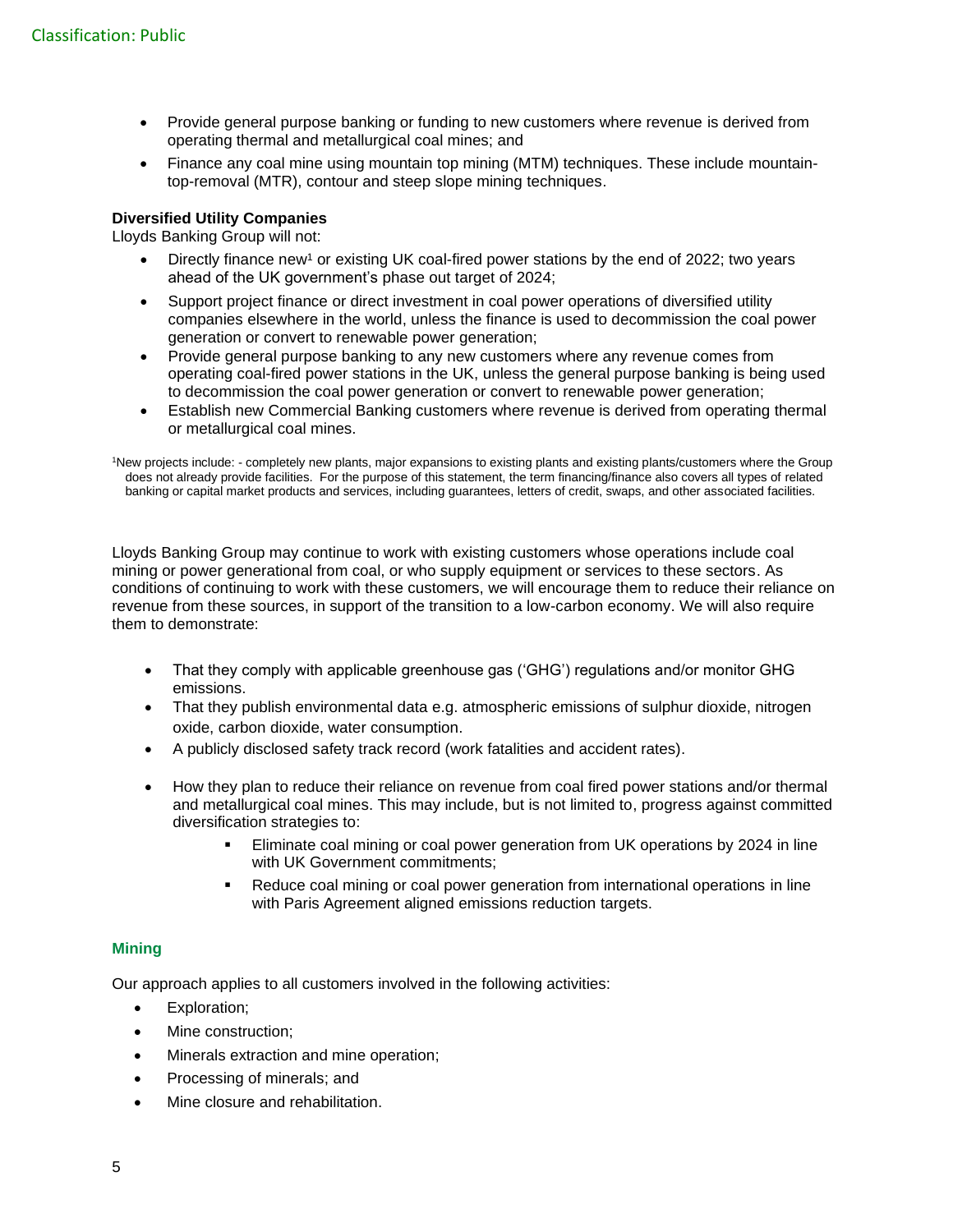- Provide general purpose banking or funding to new customers where revenue is derived from operating thermal and metallurgical coal mines; and
- Finance any coal mine using mountain top mining (MTM) techniques. These include mountain-top-removal (MTR), contour and steep slope mining techniques.

**Diversified Utility Companies**

Lloyds Banking Group will not:

- Directly finance new[1] or existing UK coal-fired power stations by the end of 2022; two years ahead of the UK government's phase out target of 2024;
- Support project finance or direct investment in coal power operations of diversified utility companies elsewhere in the world, unless the finance is used to decommission the coal power generation or convert to renewable power generation;
- Provide general purpose banking to any new customers where any revenue comes from operating coal-fired power stations in the UK, unless the general purpose banking is being used to decommission the coal power generation or convert to renewable power generation;
- Establish new Commercial Banking customers where revenue is derived from operating thermal or metallurgical coal mines.

[1]New projects include: - completely new plants, major expansions to existing plants and existing plants/customers where the Group does not already provide facilities. For the purpose of this statement, the term financing/finance also covers all types of related banking or capital market products and services, including guarantees, letters of credit, swaps, and other associated facilities.

Lloyds Banking Group may continue to work with existing customers whose operations include coal mining or power generational from coal, or who supply equipment or services to these sectors. As conditions of continuing to work with these customers, we will encourage them to reduce their reliance on revenue from these sources, in support of the transition to a low-carbon economy. We will also require them to demonstrate:

- That they comply with applicable greenhouse gas ('GHG') regulations and/or monitor GHG emissions.
- That they publish environmental data e.g. atmospheric emissions of sulphur dioxide, nitrogen oxide, carbon dioxide, water consumption.
- A publicly disclosed safety track record (work fatalities and accident rates).
- How they plan to reduce their reliance on revenue from coal fired power stations and/or thermal and metallurgical coal mines. This may include, but is not limited to, progress against committed diversification strategies to:
  - Eliminate coal mining or coal power generation from UK operations by 2024 in line with UK Government commitments;
  - Reduce coal mining or coal power generation from international operations in line with Paris Agreement aligned emissions reduction targets.

## Mining

Our approach applies to all customers involved in the following activities:

- Exploration;
- Mine construction;
- Minerals extraction and mine operation;
- Processing of minerals; and
- Mine closure and rehabilitation.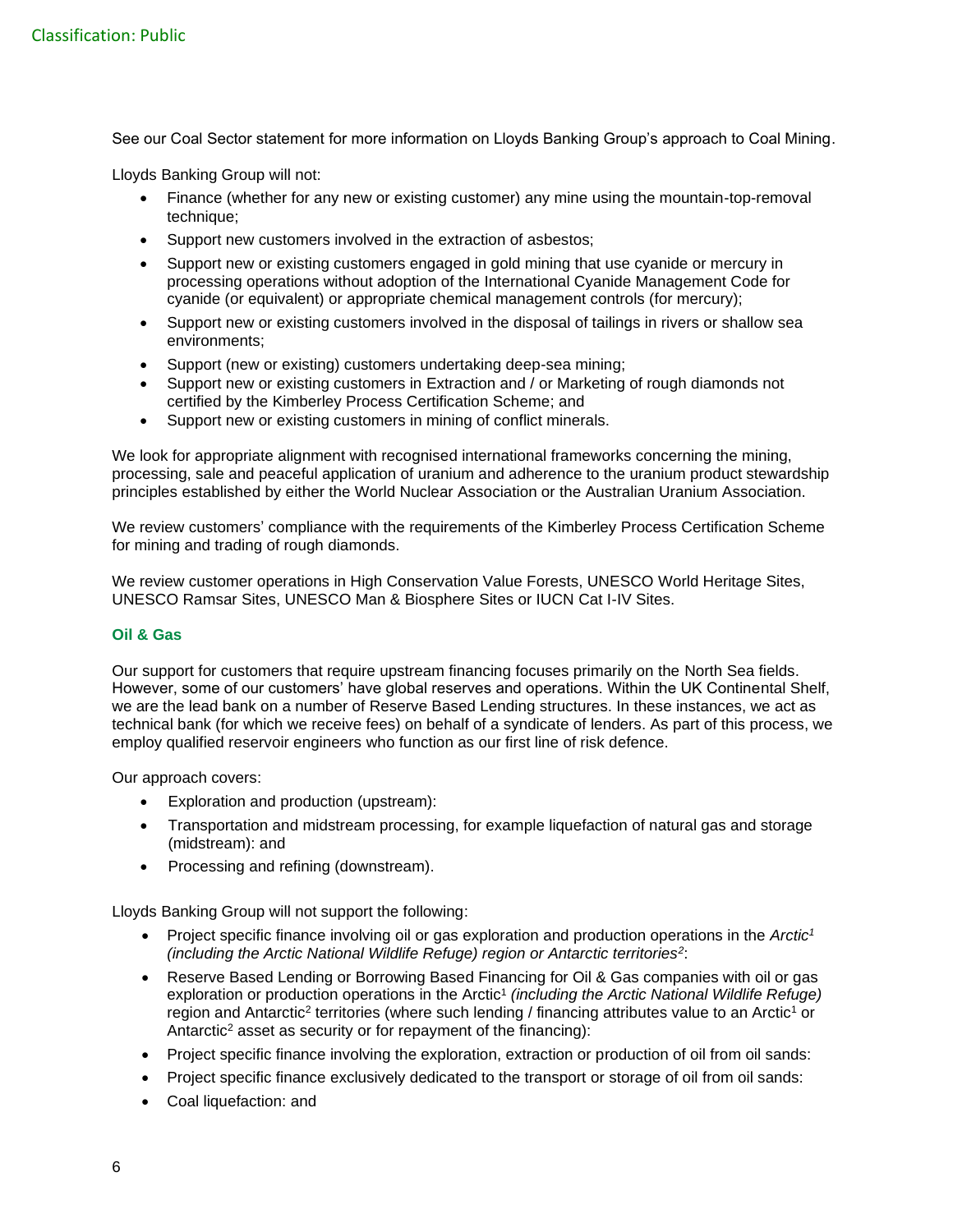See our Coal Sector statement for more information on Lloyds Banking Group's approach to Coal Mining.

Lloyds Banking Group will not:

- Finance (whether for any new or existing customer) any mine using the mountain-top-removal technique;
- Support new customers involved in the extraction of asbestos;
- Support new or existing customers engaged in gold mining that use cyanide or mercury in processing operations without adoption of the International Cyanide Management Code for cyanide (or equivalent) or appropriate chemical management controls (for mercury);
- Support new or existing customers involved in the disposal of tailings in rivers or shallow sea environments;
- Support (new or existing) customers undertaking deep-sea mining;
- Support new or existing customers in Extraction and / or Marketing of rough diamonds not certified by the Kimberley Process Certification Scheme; and
- Support new or existing customers in mining of conflict minerals.

We look for appropriate alignment with recognised international frameworks concerning the mining, processing, sale and peaceful application of uranium and adherence to the uranium product stewardship principles established by either the World Nuclear Association or the Australian Uranium Association.

We review customers' compliance with the requirements of the Kimberley Process Certification Scheme for mining and trading of rough diamonds.

We review customer operations in High Conservation Value Forests, UNESCO World Heritage Sites, UNESCO Ramsar Sites, UNESCO Man & Biosphere Sites or IUCN Cat I-IV Sites.

### Oil & Gas

Our support for customers that require upstream financing focuses primarily on the North Sea fields. However, some of our customers' have global reserves and operations. Within the UK Continental Shelf, we are the lead bank on a number of Reserve Based Lending structures. In these instances, we act as technical bank (for which we receive fees) on behalf of a syndicate of lenders. As part of this process, we employ qualified reservoir engineers who function as our first line of risk defence.

Our approach covers:

- Exploration and production (upstream):
- Transportation and midstream processing, for example liquefaction of natural gas and storage (midstream): and
- Processing and refining (downstream).

Lloyds Banking Group will not support the following:

- Project specific finance involving oil or gas exploration and production operations in the *Arctic*[1] *(including the Arctic National Wildlife Refuge) region or Antarctic territories*[2]:
- Reserve Based Lending or Borrowing Based Financing for Oil & Gas companies with oil or gas exploration or production operations in the Arctic[1] *(including the Arctic National Wildlife Refuge)* region and Antarctic[2] territories (where such lending / financing attributes value to an Arctic[1] or Antarctic[2] asset as security or for repayment of the financing):
- Project specific finance involving the exploration, extraction or production of oil from oil sands:
- Project specific finance exclusively dedicated to the transport or storage of oil from oil sands:
- Coal liquefaction: and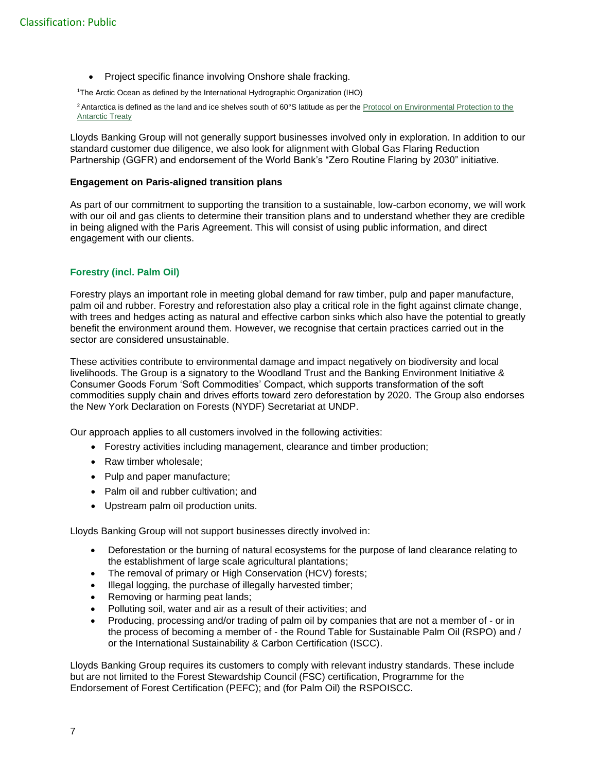- Project specific finance involving Onshore shale fracking.

[1]The Arctic Ocean as defined by the International Hydrographic Organization (IHO)

[2] Antarctica is defined as the land and ice shelves south of 60°S latitude as per the Protocol on Environmental Protection to the Antarctic Treaty

Lloyds Banking Group will not generally support businesses involved only in exploration. In addition to our standard customer due diligence, we also look for alignment with Global Gas Flaring Reduction Partnership (GGFR) and endorsement of the World Bank's "Zero Routine Flaring by 2030" initiative.

**Engagement on Paris-aligned transition plans**

As part of our commitment to supporting the transition to a sustainable, low-carbon economy, we will work with our oil and gas clients to determine their transition plans and to understand whether they are credible in being aligned with the Paris Agreement. This will consist of using public information, and direct engagement with our clients.

### Forestry (incl. Palm Oil)

Forestry plays an important role in meeting global demand for raw timber, pulp and paper manufacture, palm oil and rubber. Forestry and reforestation also play a critical role in the fight against climate change, with trees and hedges acting as natural and effective carbon sinks which also have the potential to greatly benefit the environment around them. However, we recognise that certain practices carried out in the sector are considered unsustainable.

These activities contribute to environmental damage and impact negatively on biodiversity and local livelihoods. The Group is a signatory to the Woodland Trust and the Banking Environment Initiative & Consumer Goods Forum 'Soft Commodities' Compact, which supports transformation of the soft commodities supply chain and drives efforts toward zero deforestation by 2020. The Group also endorses the New York Declaration on Forests (NYDF) Secretariat at UNDP.

Our approach applies to all customers involved in the following activities:

- Forestry activities including management, clearance and timber production;
- Raw timber wholesale;
- Pulp and paper manufacture;
- Palm oil and rubber cultivation; and
- Upstream palm oil production units.

Lloyds Banking Group will not support businesses directly involved in:

- Deforestation or the burning of natural ecosystems for the purpose of land clearance relating to the establishment of large scale agricultural plantations;
- The removal of primary or High Conservation (HCV) forests;
- Illegal logging, the purchase of illegally harvested timber;
- Removing or harming peat lands;
- Polluting soil, water and air as a result of their activities; and
- Producing, processing and/or trading of palm oil by companies that are not a member of - or in the process of becoming a member of - the Round Table for Sustainable Palm Oil (RSPO) and / or the International Sustainability & Carbon Certification (ISCC).

Lloyds Banking Group requires its customers to comply with relevant industry standards. These include but are not limited to the Forest Stewardship Council (FSC) certification, Programme for the Endorsement of Forest Certification (PEFC); and (for Palm Oil) the RSPOISCC.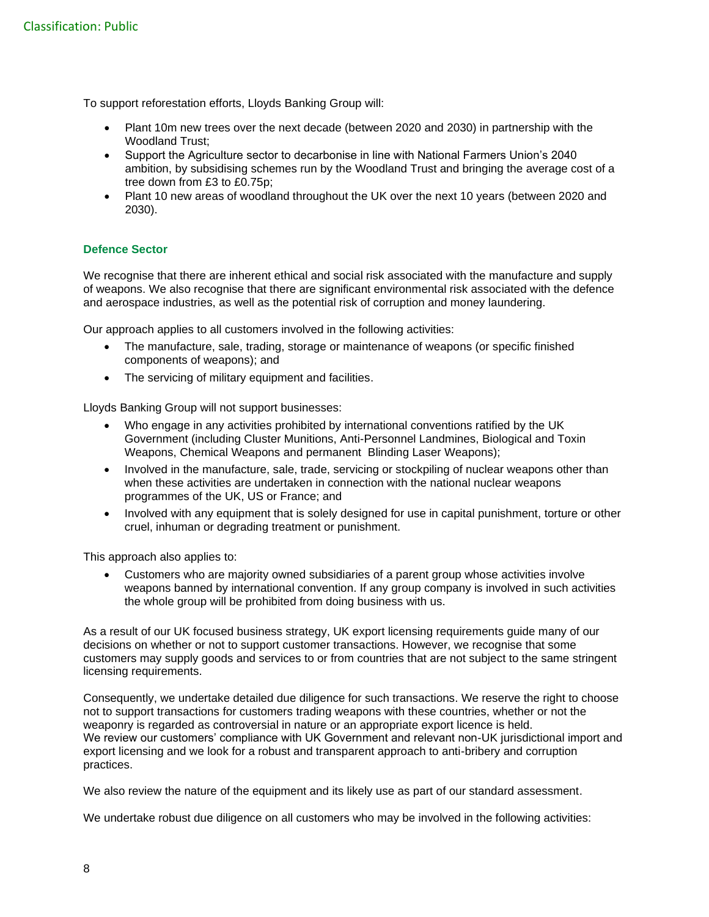To support reforestation efforts, Lloyds Banking Group will:

- Plant 10m new trees over the next decade (between 2020 and 2030) in partnership with the Woodland Trust;
- Support the Agriculture sector to decarbonise in line with National Farmers Union's 2040 ambition, by subsidising schemes run by the Woodland Trust and bringing the average cost of a tree down from £3 to £0.75p;
- Plant 10 new areas of woodland throughout the UK over the next 10 years (between 2020 and 2030).

### Defence Sector

We recognise that there are inherent ethical and social risk associated with the manufacture and supply of weapons. We also recognise that there are significant environmental risk associated with the defence and aerospace industries, as well as the potential risk of corruption and money laundering.

Our approach applies to all customers involved in the following activities:

- The manufacture, sale, trading, storage or maintenance of weapons (or specific finished components of weapons); and
- The servicing of military equipment and facilities.

Lloyds Banking Group will not support businesses:

- Who engage in any activities prohibited by international conventions ratified by the UK Government (including Cluster Munitions, Anti-Personnel Landmines, Biological and Toxin Weapons, Chemical Weapons and permanent Blinding Laser Weapons);
- Involved in the manufacture, sale, trade, servicing or stockpiling of nuclear weapons other than when these activities are undertaken in connection with the national nuclear weapons programmes of the UK, US or France; and
- Involved with any equipment that is solely designed for use in capital punishment, torture or other cruel, inhuman or degrading treatment or punishment.

This approach also applies to:

- Customers who are majority owned subsidiaries of a parent group whose activities involve weapons banned by international convention. If any group company is involved in such activities the whole group will be prohibited from doing business with us.

As a result of our UK focused business strategy, UK export licensing requirements guide many of our decisions on whether or not to support customer transactions. However, we recognise that some customers may supply goods and services to or from countries that are not subject to the same stringent licensing requirements.

Consequently, we undertake detailed due diligence for such transactions. We reserve the right to choose not to support transactions for customers trading weapons with these countries, whether or not the weaponry is regarded as controversial in nature or an appropriate export licence is held.
We review our customers' compliance with UK Government and relevant non-UK jurisdictional import and export licensing and we look for a robust and transparent approach to anti-bribery and corruption practices.

We also review the nature of the equipment and its likely use as part of our standard assessment.

We undertake robust due diligence on all customers who may be involved in the following activities: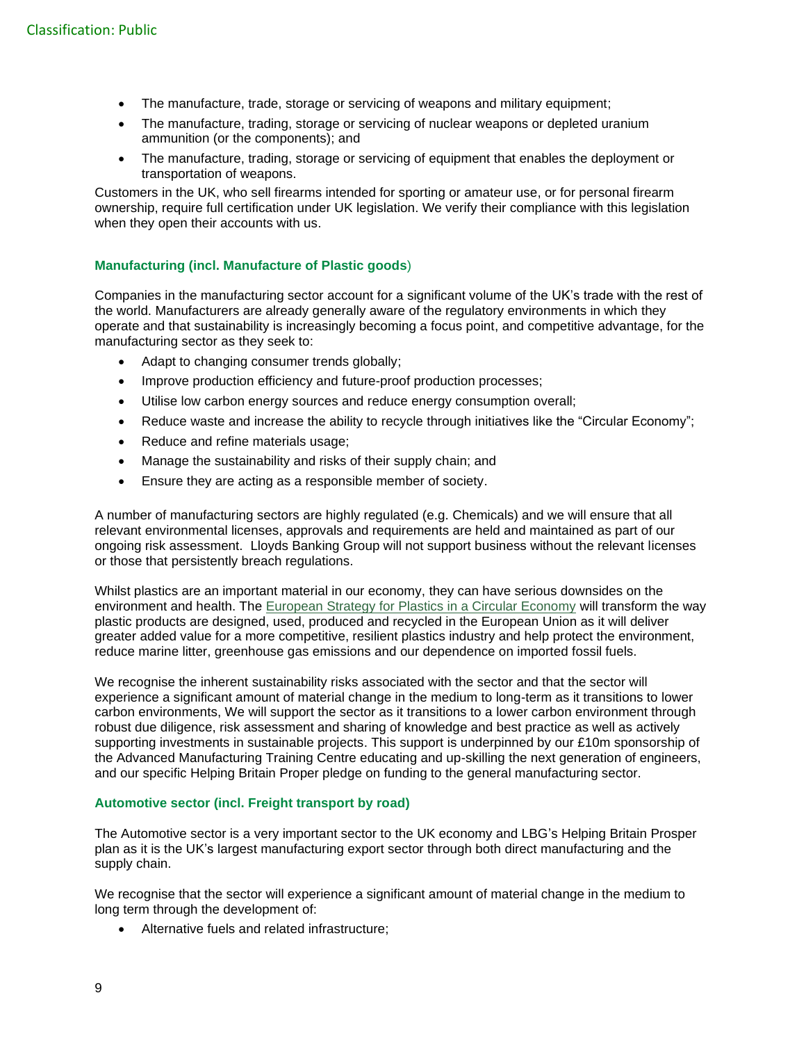- The manufacture, trade, storage or servicing of weapons and military equipment;
- The manufacture, trading, storage or servicing of nuclear weapons or depleted uranium ammunition (or the components); and
- The manufacture, trading, storage or servicing of equipment that enables the deployment or transportation of weapons.

Customers in the UK, who sell firearms intended for sporting or amateur use, or for personal firearm ownership, require full certification under UK legislation. We verify their compliance with this legislation when they open their accounts with us.

### Manufacturing (incl. Manufacture of Plastic goods)

Companies in the manufacturing sector account for a significant volume of the UK's trade with the rest of the world. Manufacturers are already generally aware of the regulatory environments in which they operate and that sustainability is increasingly becoming a focus point, and competitive advantage, for the manufacturing sector as they seek to:

- Adapt to changing consumer trends globally;
- Improve production efficiency and future-proof production processes;
- Utilise low carbon energy sources and reduce energy consumption overall;
- Reduce waste and increase the ability to recycle through initiatives like the "Circular Economy";
- Reduce and refine materials usage;
- Manage the sustainability and risks of their supply chain; and
- Ensure they are acting as a responsible member of society.

A number of manufacturing sectors are highly regulated (e.g. Chemicals) and we will ensure that all relevant environmental licenses, approvals and requirements are held and maintained as part of our ongoing risk assessment. Lloyds Banking Group will not support business without the relevant licenses or those that persistently breach regulations.

Whilst plastics are an important material in our economy, they can have serious downsides on the environment and health. The European Strategy for Plastics in a Circular Economy will transform the way plastic products are designed, used, produced and recycled in the European Union as it will deliver greater added value for a more competitive, resilient plastics industry and help protect the environment, reduce marine litter, greenhouse gas emissions and our dependence on imported fossil fuels.

We recognise the inherent sustainability risks associated with the sector and that the sector will experience a significant amount of material change in the medium to long-term as it transitions to lower carbon environments, We will support the sector as it transitions to a lower carbon environment through robust due diligence, risk assessment and sharing of knowledge and best practice as well as actively supporting investments in sustainable projects. This support is underpinned by our £10m sponsorship of the Advanced Manufacturing Training Centre educating and up-skilling the next generation of engineers, and our specific Helping Britain Proper pledge on funding to the general manufacturing sector.

### Automotive sector (incl. Freight transport by road)

The Automotive sector is a very important sector to the UK economy and LBG's Helping Britain Prosper plan as it is the UK's largest manufacturing export sector through both direct manufacturing and the supply chain.

We recognise that the sector will experience a significant amount of material change in the medium to long term through the development of:

- Alternative fuels and related infrastructure;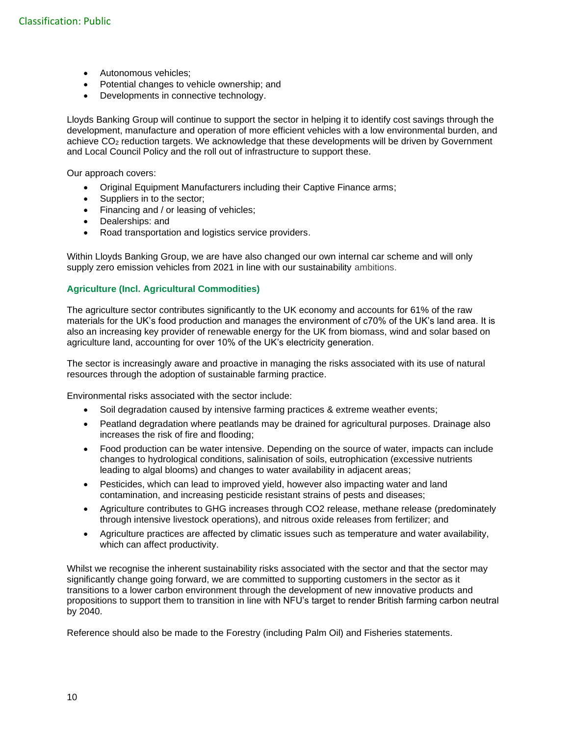- Autonomous vehicles;
- Potential changes to vehicle ownership; and
- Developments in connective technology.

Lloyds Banking Group will continue to support the sector in helping it to identify cost savings through the development, manufacture and operation of more efficient vehicles with a low environmental burden, and achieve $CO_2$ reduction targets. We acknowledge that these developments will be driven by Government and Local Council Policy and the roll out of infrastructure to support these.

Our approach covers:

- Original Equipment Manufacturers including their Captive Finance arms;
- Suppliers in to the sector;
- Financing and / or leasing of vehicles;
- Dealerships: and
- Road transportation and logistics service providers.

Within Lloyds Banking Group, we are have also changed our own internal car scheme and will only supply zero emission vehicles from 2021 in line with our sustainability ambitions.

### Agriculture (Incl. Agricultural Commodities)

The agriculture sector contributes significantly to the UK economy and accounts for 61% of the raw materials for the UK's food production and manages the environment of c70% of the UK's land area. It is also an increasing key provider of renewable energy for the UK from biomass, wind and solar based on agriculture land, accounting for over 10% of the UK's electricity generation.

The sector is increasingly aware and proactive in managing the risks associated with its use of natural resources through the adoption of sustainable farming practice.

Environmental risks associated with the sector include:

- Soil degradation caused by intensive farming practices & extreme weather events;
- Peatland degradation where peatlands may be drained for agricultural purposes. Drainage also increases the risk of fire and flooding;
- Food production can be water intensive. Depending on the source of water, impacts can include changes to hydrological conditions, salinisation of soils, eutrophication (excessive nutrients leading to algal blooms) and changes to water availability in adjacent areas;
- Pesticides, which can lead to improved yield, however also impacting water and land contamination, and increasing pesticide resistant strains of pests and diseases;
- Agriculture contributes to GHG increases through CO2 release, methane release (predominately through intensive livestock operations), and nitrous oxide releases from fertilizer; and
- Agriculture practices are affected by climatic issues such as temperature and water availability, which can affect productivity.

Whilst we recognise the inherent sustainability risks associated with the sector and that the sector may significantly change going forward, we are committed to supporting customers in the sector as it transitions to a lower carbon environment through the development of new innovative products and propositions to support them to transition in line with NFU's target to render British farming carbon neutral by 2040.

Reference should also be made to the Forestry (including Palm Oil) and Fisheries statements.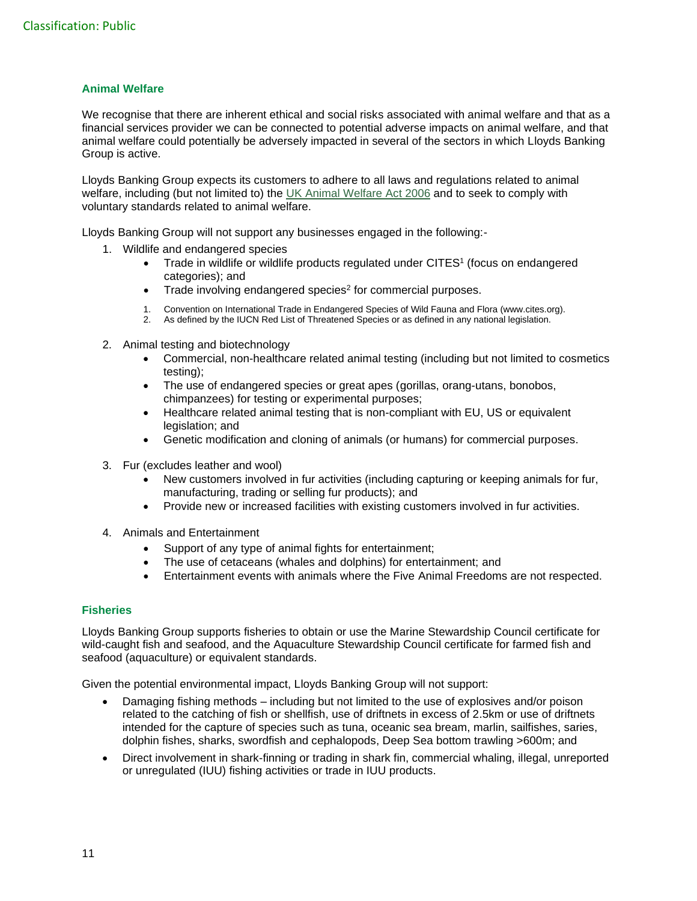## Animal Welfare

We recognise that there are inherent ethical and social risks associated with animal welfare and that as a financial services provider we can be connected to potential adverse impacts on animal welfare, and that animal welfare could potentially be adversely impacted in several of the sectors in which Lloyds Banking Group is active.

Lloyds Banking Group expects its customers to adhere to all laws and regulations related to animal welfare, including (but not limited to) the [UK Animal Welfare Act 2006](#) and to seek to comply with voluntary standards related to animal welfare.

Lloyds Banking Group will not support any businesses engaged in the following:-

1. Wildlife and endangered species
    - Trade in wildlife or wildlife products regulated under CITES[1] (focus on endangered categories); and
    - Trade involving endangered species[2] for commercial purposes.

    1. Convention on International Trade in Endangered Species of Wild Fauna and Flora (www.cites.org).
    2. As defined by the IUCN Red List of Threatened Species or as defined in any national legislation.

2. Animal testing and biotechnology
    - Commercial, non-healthcare related animal testing (including but not limited to cosmetics testing);
    - The use of endangered species or great apes (gorillas, orang-utans, bonobos, chimpanzees) for testing or experimental purposes;
    - Healthcare related animal testing that is non-compliant with EU, US or equivalent legislation; and
    - Genetic modification and cloning of animals (or humans) for commercial purposes.

3. Fur (excludes leather and wool)
    - New customers involved in fur activities (including capturing or keeping animals for fur, manufacturing, trading or selling fur products); and
    - Provide new or increased facilities with existing customers involved in fur activities.

4. Animals and Entertainment
    - Support of any type of animal fights for entertainment;
    - The use of cetaceans (whales and dolphins) for entertainment; and
    - Entertainment events with animals where the Five Animal Freedoms are not respected.

## Fisheries

Lloyds Banking Group supports fisheries to obtain or use the Marine Stewardship Council certificate for wild-caught fish and seafood, and the Aquaculture Stewardship Council certificate for farmed fish and seafood (aquaculture) or equivalent standards.

Given the potential environmental impact, Lloyds Banking Group will not support:

- Damaging fishing methods – including but not limited to the use of explosives and/or poison related to the catching of fish or shellfish, use of driftnets in excess of 2.5km or use of driftnets intended for the capture of species such as tuna, oceanic sea bream, marlin, sailfishes, saries, dolphin fishes, sharks, swordfish and cephalopods, Deep Sea bottom trawling >600m; and
- Direct involvement in shark-finning or trading in shark fin, commercial whaling, illegal, unreported or unregulated (IUU) fishing activities or trade in IUU products.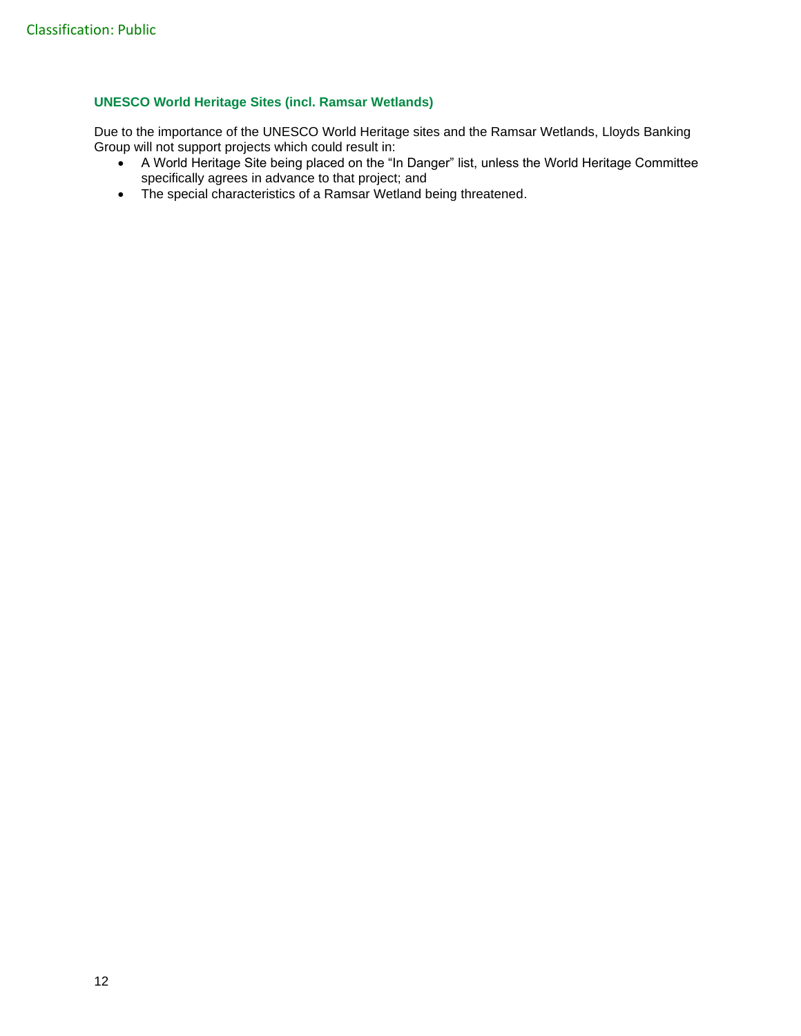### UNESCO World Heritage Sites (incl. Ramsar Wetlands)

Due to the importance of the UNESCO World Heritage sites and the Ramsar Wetlands, Lloyds Banking Group will not support projects which could result in:

- A World Heritage Site being placed on the “In Danger” list, unless the World Heritage Committee specifically agrees in advance to that project; and
- The special characteristics of a Ramsar Wetland being threatened.